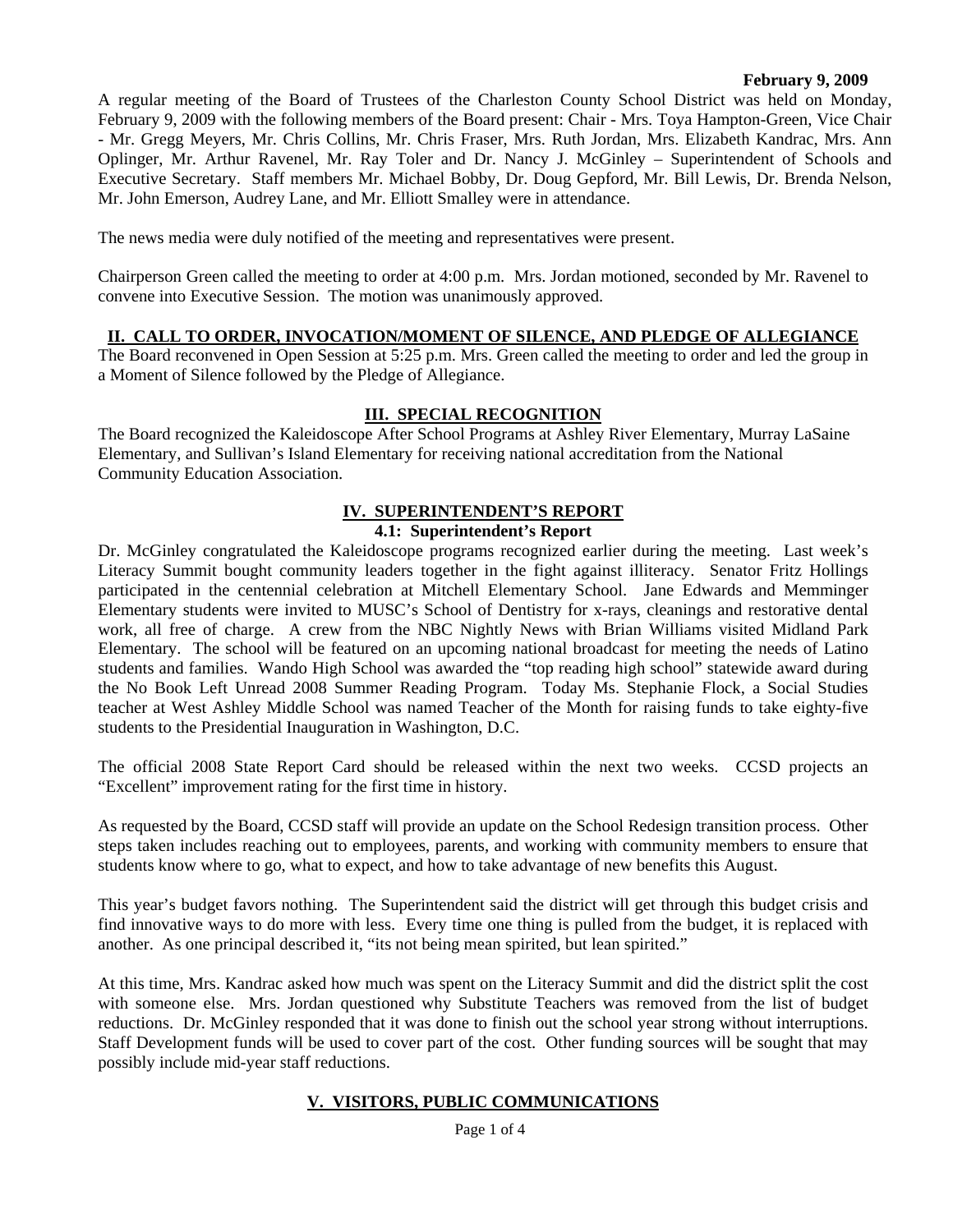**February 9, 2009**

A regular meeting of the Board of Trustees of the Charleston County School District was held on Monday, February 9, 2009 with the following members of the Board present: Chair - Mrs. Toya Hampton-Green, Vice Chair - Mr. Gregg Meyers, Mr. Chris Collins, Mr. Chris Fraser, Mrs. Ruth Jordan, Mrs. Elizabeth Kandrac, Mrs. Ann Oplinger, Mr. Arthur Ravenel, Mr. Ray Toler and Dr. Nancy J. McGinley – Superintendent of Schools and Executive Secretary. Staff members Mr. Michael Bobby, Dr. Doug Gepford, Mr. Bill Lewis, Dr. Brenda Nelson, Mr. John Emerson, Audrey Lane, and Mr. Elliott Smalley were in attendance.

The news media were duly notified of the meeting and representatives were present.

Chairperson Green called the meeting to order at 4:00 p.m. Mrs. Jordan motioned, seconded by Mr. Ravenel to convene into Executive Session. The motion was unanimously approved.

## II. CALL TO ORDER, INVOCATION/MOMENT OF SILENCE, AND PLEDGE OF ALLEGIANCE

The Board reconvened in Open Session at 5:25 p.m. Mrs. Green called the meeting to order and led the group in a Moment of Silence followed by the Pledge of Allegiance.

## III. SPECIAL RECOGNITION

The Board recognized the Kaleidoscope After School Programs at Ashley River Elementary, Murray LaSaine Elementary, and Sullivan's Island Elementary for receiving national accreditation from the National Community Education Association.

## IV. SUPERINTENDENT'S REPORT

### 4.1: Superintendent's Report

Dr. McGinley congratulated the Kaleidoscope programs recognized earlier during the meeting. Last week's Literacy Summit bought community leaders together in the fight against illiteracy. Senator Fritz Hollings participated in the centennial celebration at Mitchell Elementary School. Jane Edwards and Memminger Elementary students were invited to MUSC's School of Dentistry for x-rays, cleanings and restorative dental work, all free of charge. A crew from the NBC Nightly News with Brian Williams visited Midland Park Elementary. The school will be featured on an upcoming national broadcast for meeting the needs of Latino students and families. Wando High School was awarded the "top reading high school" statewide award during the No Book Left Unread 2008 Summer Reading Program. Today Ms. Stephanie Flock, a Social Studies teacher at West Ashley Middle School was named Teacher of the Month for raising funds to take eighty-five students to the Presidential Inauguration in Washington, D.C.

The official 2008 State Report Card should be released within the next two weeks. CCSD projects an "Excellent" improvement rating for the first time in history.

As requested by the Board, CCSD staff will provide an update on the School Redesign transition process. Other steps taken includes reaching out to employees, parents, and working with community members to ensure that students know where to go, what to expect, and how to take advantage of new benefits this August.

This year's budget favors nothing. The Superintendent said the district will get through this budget crisis and find innovative ways to do more with less. Every time one thing is pulled from the budget, it is replaced with another. As one principal described it, "its not being mean spirited, but lean spirited."

At this time, Mrs. Kandrac asked how much was spent on the Literacy Summit and did the district split the cost with someone else. Mrs. Jordan questioned why Substitute Teachers was removed from the list of budget reductions. Dr. McGinley responded that it was done to finish out the school year strong without interruptions. Staff Development funds will be used to cover part of the cost. Other funding sources will be sought that may possibly include mid-year staff reductions.

## V. VISITORS, PUBLIC COMMUNICATIONS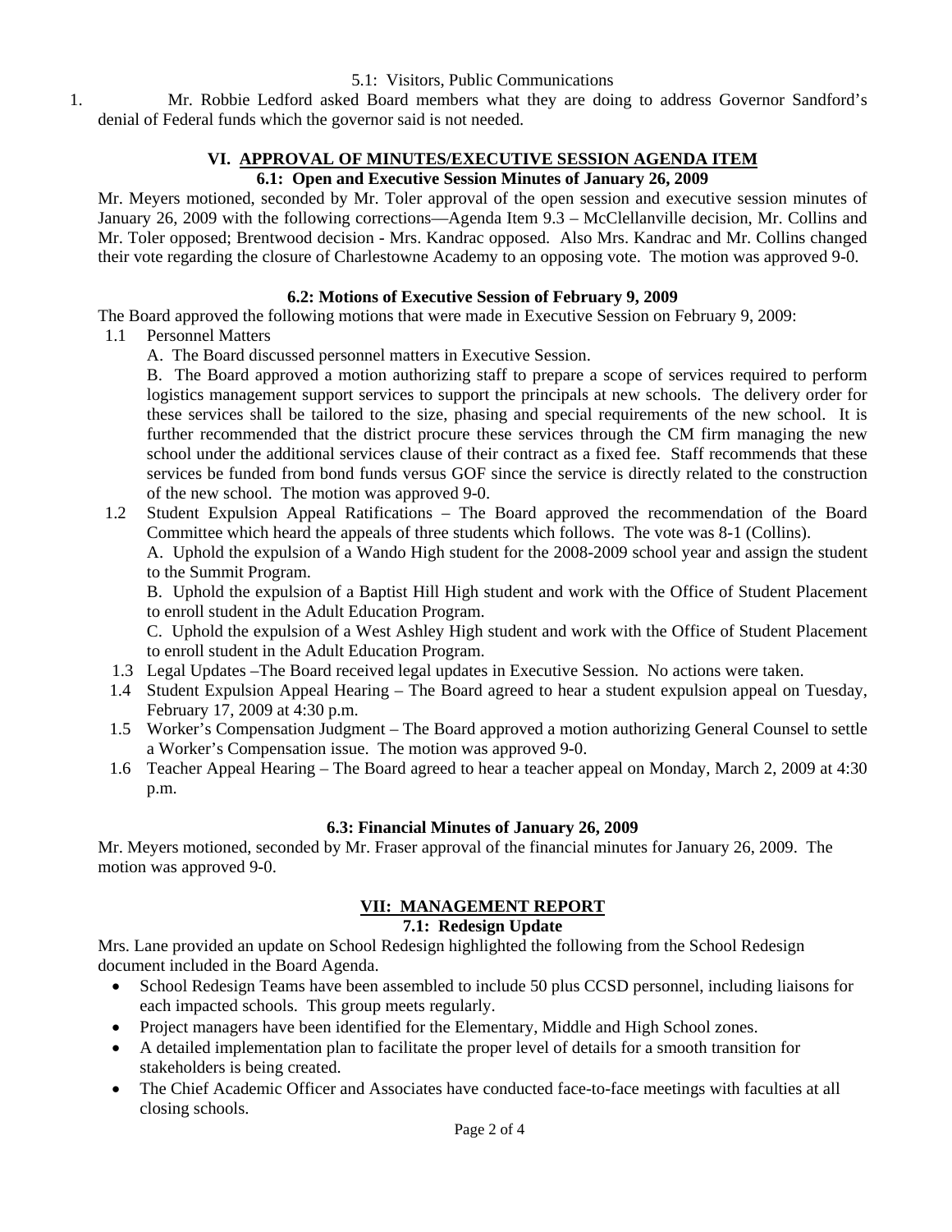5.1: Visitors, Public Communications

1. Mr. Robbie Ledford asked Board members what they are doing to address Governor Sandford's denial of Federal funds which the governor said is not needed.

## VI. APPROVAL OF MINUTES/EXECUTIVE SESSION AGENDA ITEM

### 6.1: Open and Executive Session Minutes of January 26, 2009

Mr. Meyers motioned, seconded by Mr. Toler approval of the open session and executive session minutes of January 26, 2009 with the following corrections—Agenda Item 9.3 – McClellanville decision, Mr. Collins and Mr. Toler opposed; Brentwood decision - Mrs. Kandrac opposed. Also Mrs. Kandrac and Mr. Collins changed their vote regarding the closure of Charlestowne Academy to an opposing vote. The motion was approved 9-0.

### 6.2: Motions of Executive Session of February 9, 2009

The Board approved the following motions that were made in Executive Session on February 9, 2009:

1.1 Personnel Matters

A. The Board discussed personnel matters in Executive Session.

B. The Board approved a motion authorizing staff to prepare a scope of services required to perform logistics management support services to support the principals at new schools. The delivery order for these services shall be tailored to the size, phasing and special requirements of the new school. It is further recommended that the district procure these services through the CM firm managing the new school under the additional services clause of their contract as a fixed fee. Staff recommends that these services be funded from bond funds versus GOF since the service is directly related to the construction of the new school. The motion was approved 9-0.

1.2 Student Expulsion Appeal Ratifications – The Board approved the recommendation of the Board Committee which heard the appeals of three students which follows. The vote was 8-1 (Collins).

A. Uphold the expulsion of a Wando High student for the 2008-2009 school year and assign the student to the Summit Program.

B. Uphold the expulsion of a Baptist Hill High student and work with the Office of Student Placement to enroll student in the Adult Education Program.

C. Uphold the expulsion of a West Ashley High student and work with the Office of Student Placement to enroll student in the Adult Education Program.

1.3 Legal Updates –The Board received legal updates in Executive Session. No actions were taken.

1.4 Student Expulsion Appeal Hearing – The Board agreed to hear a student expulsion appeal on Tuesday, February 17, 2009 at 4:30 p.m.

1.5 Worker's Compensation Judgment – The Board approved a motion authorizing General Counsel to settle a Worker's Compensation issue. The motion was approved 9-0.

1.6 Teacher Appeal Hearing – The Board agreed to hear a teacher appeal on Monday, March 2, 2009 at 4:30 p.m.

### 6.3: Financial Minutes of January 26, 2009

Mr. Meyers motioned, seconded by Mr. Fraser approval of the financial minutes for January 26, 2009. The motion was approved 9-0.

## VII: MANAGEMENT REPORT

### 7.1: Redesign Update

Mrs. Lane provided an update on School Redesign highlighted the following from the School Redesign document included in the Board Agenda.

- School Redesign Teams have been assembled to include 50 plus CCSD personnel, including liaisons for each impacted schools. This group meets regularly.
- Project managers have been identified for the Elementary, Middle and High School zones.
- A detailed implementation plan to facilitate the proper level of details for a smooth transition for stakeholders is being created.
- The Chief Academic Officer and Associates have conducted face-to-face meetings with faculties at all closing schools.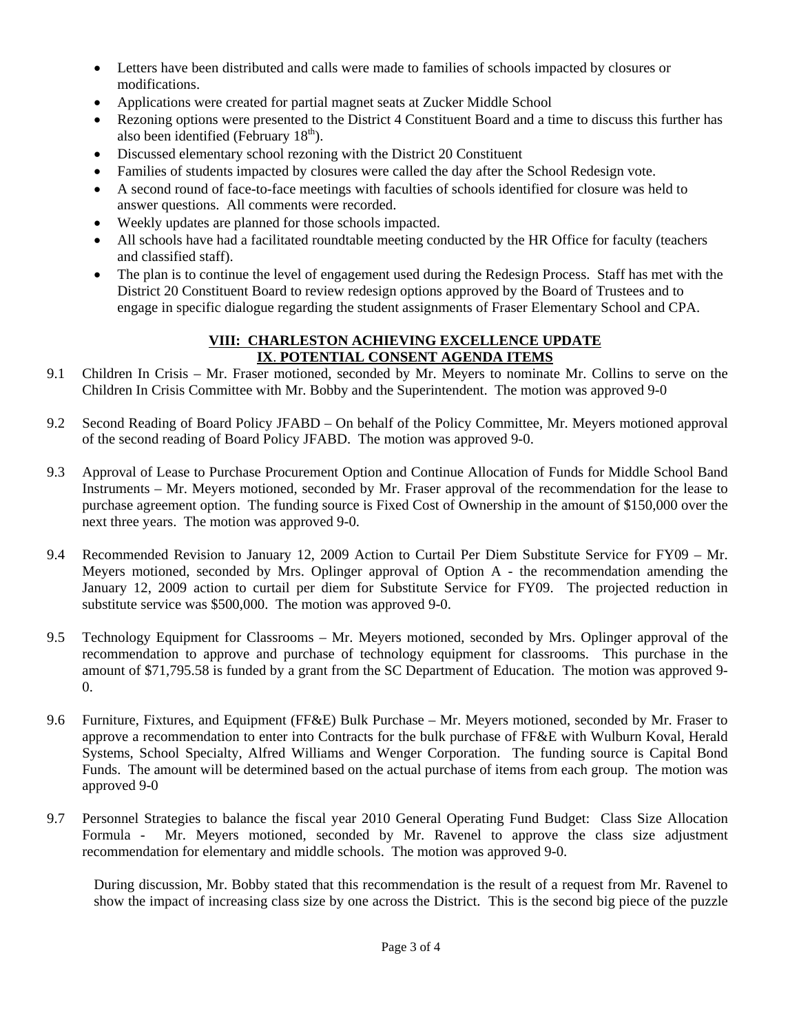- Letters have been distributed and calls were made to families of schools impacted by closures or modifications.
- Applications were created for partial magnet seats at Zucker Middle School
- Rezoning options were presented to the District 4 Constituent Board and a time to discuss this further has also been identified (February 18th).
- Discussed elementary school rezoning with the District 20 Constituent
- Families of students impacted by closures were called the day after the School Redesign vote.
- A second round of face-to-face meetings with faculties of schools identified for closure was held to answer questions. All comments were recorded.
- Weekly updates are planned for those schools impacted.
- All schools have had a facilitated roundtable meeting conducted by the HR Office for faculty (teachers and classified staff).
- The plan is to continue the level of engagement used during the Redesign Process. Staff has met with the District 20 Constituent Board to review redesign options approved by the Board of Trustees and to engage in specific dialogue regarding the student assignments of Fraser Elementary School and CPA.

## VIII: CHARLESTON ACHIEVING EXCELLENCE UPDATE

## IX. POTENTIAL CONSENT AGENDA ITEMS

9.1 Children In Crisis – Mr. Fraser motioned, seconded by Mr. Meyers to nominate Mr. Collins to serve on the Children In Crisis Committee with Mr. Bobby and the Superintendent. The motion was approved 9-0

9.2 Second Reading of Board Policy JFABD – On behalf of the Policy Committee, Mr. Meyers motioned approval of the second reading of Board Policy JFABD. The motion was approved 9-0.

9.3 Approval of Lease to Purchase Procurement Option and Continue Allocation of Funds for Middle School Band Instruments – Mr. Meyers motioned, seconded by Mr. Fraser approval of the recommendation for the lease to purchase agreement option. The funding source is Fixed Cost of Ownership in the amount of $150,000 over the next three years. The motion was approved 9-0.

9.4 Recommended Revision to January 12, 2009 Action to Curtail Per Diem Substitute Service for FY09 – Mr. Meyers motioned, seconded by Mrs. Oplinger approval of Option A - the recommendation amending the January 12, 2009 action to curtail per diem for Substitute Service for FY09. The projected reduction in substitute service was $500,000. The motion was approved 9-0.

9.5 Technology Equipment for Classrooms – Mr. Meyers motioned, seconded by Mrs. Oplinger approval of the recommendation to approve and purchase of technology equipment for classrooms. This purchase in the amount of $71,795.58 is funded by a grant from the SC Department of Education. The motion was approved 9-0.

9.6 Furniture, Fixtures, and Equipment (FF&E) Bulk Purchase – Mr. Meyers motioned, seconded by Mr. Fraser to approve a recommendation to enter into Contracts for the bulk purchase of FF&E with Wulburn Koval, Herald Systems, School Specialty, Alfred Williams and Wenger Corporation. The funding source is Capital Bond Funds. The amount will be determined based on the actual purchase of items from each group. The motion was approved 9-0

9.7 Personnel Strategies to balance the fiscal year 2010 General Operating Fund Budget: Class Size Allocation Formula - Mr. Meyers motioned, seconded by Mr. Ravenel to approve the class size adjustment recommendation for elementary and middle schools. The motion was approved 9-0.

During discussion, Mr. Bobby stated that this recommendation is the result of a request from Mr. Ravenel to show the impact of increasing class size by one across the District. This is the second big piece of the puzzle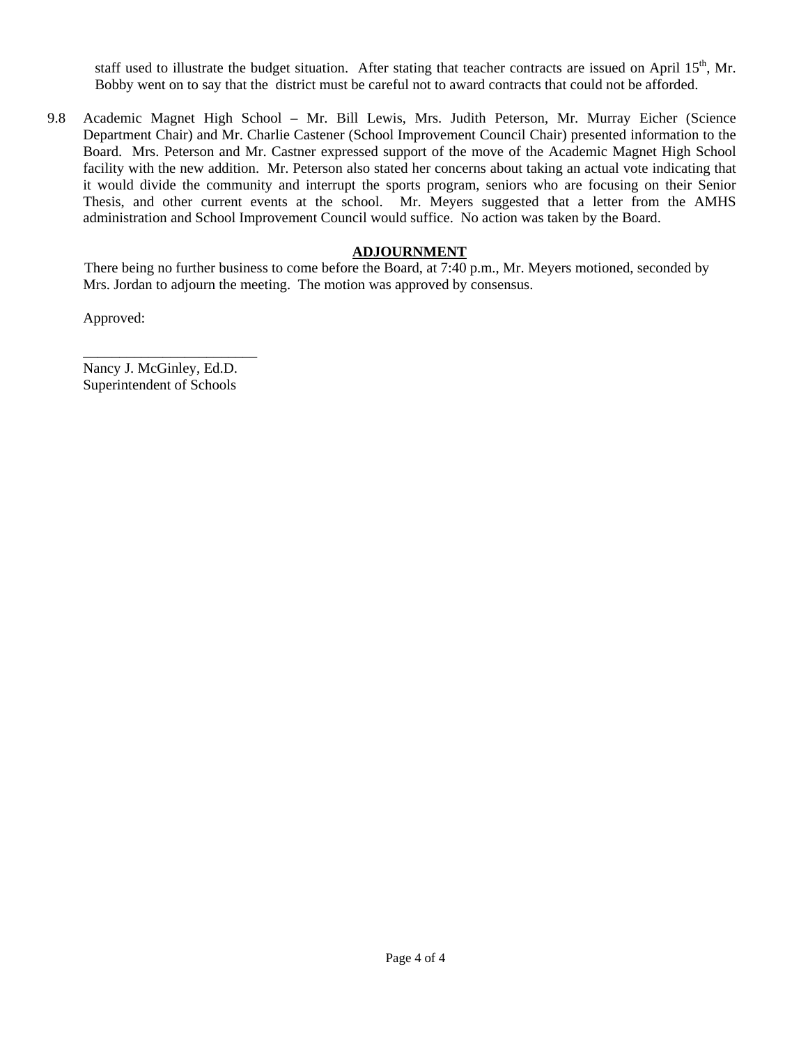staff used to illustrate the budget situation. After stating that teacher contracts are issued on April 15th, Mr. Bobby went on to say that the district must be careful not to award contracts that could not be afforded.

9.8 Academic Magnet High School – Mr. Bill Lewis, Mrs. Judith Peterson, Mr. Murray Eicher (Science Department Chair) and Mr. Charlie Castener (School Improvement Council Chair) presented information to the Board. Mrs. Peterson and Mr. Castner expressed support of the move of the Academic Magnet High School facility with the new addition. Mr. Peterson also stated her concerns about taking an actual vote indicating that it would divide the community and interrupt the sports program, seniors who are focusing on their Senior Thesis, and other current events at the school. Mr. Meyers suggested that a letter from the AMHS administration and School Improvement Council would suffice. No action was taken by the Board.

## ADJOURNMENT

There being no further business to come before the Board, at 7:40 p.m., Mr. Meyers motioned, seconded by Mrs. Jordan to adjourn the meeting. The motion was approved by consensus.

Approved:

________________________

Nancy J. McGinley, Ed.D.
Superintendent of Schools